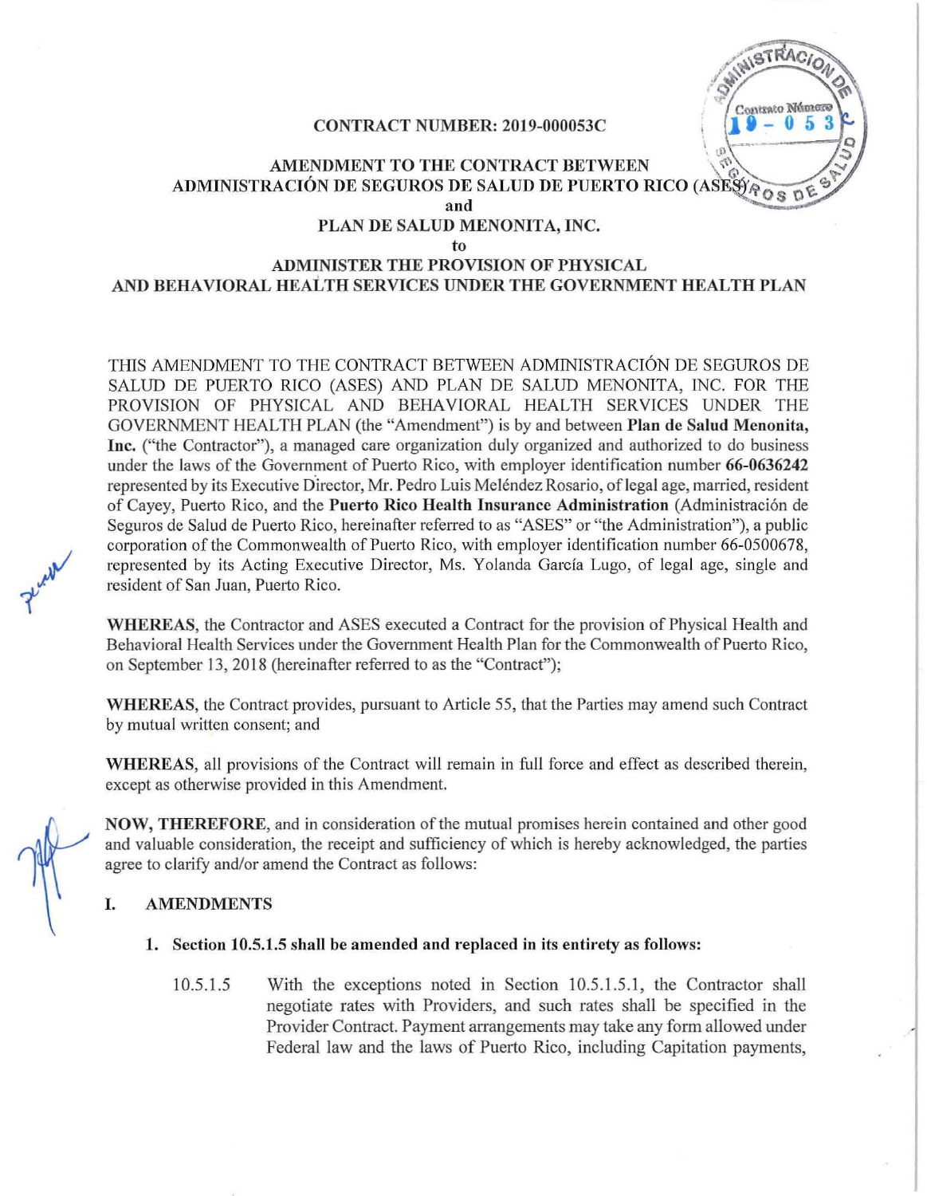**CONTRACT NUMBER: 2019-000053C**

**AMENDMENT TO THE CONTRACT BETWEEN**
**ADMINISTRACIÓN DE SEGUROS DE SALUD DE PUERTO RICO (ASES)**
**and**
**PLAN DE SALUD MENONITA, INC.**
**to**
**ADMINISTER THE PROVISION OF PHYSICAL AND BEHAVIORAL HEALTH SERVICES UNDER THE GOVERNMENT HEALTH PLAN**

THIS AMENDMENT TO THE CONTRACT BETWEEN ADMINISTRACIÓN DE SEGUROS DE SALUD DE PUERTO RICO (ASES) AND PLAN DE SALUD MENONITA, INC. FOR THE PROVISION OF PHYSICAL AND BEHAVIORAL HEALTH SERVICES UNDER THE GOVERNMENT HEALTH PLAN (the "Amendment") is by and between **Plan de Salud Menonita, Inc.** ("the Contractor"), a managed care organization duly organized and authorized to do business under the laws of the Government of Puerto Rico, with employer identification number **66-0636242** represented by its Executive Director, Mr. Pedro Luis Meléndez Rosario, of legal age, married, resident of Cayey, Puerto Rico, and the **Puerto Rico Health Insurance Administration** (Administración de Seguros de Salud de Puerto Rico, hereinafter referred to as "ASES" or "the Administration"), a public corporation of the Commonwealth of Puerto Rico, with employer identification number 66-0500678, represented by its Acting Executive Director, Ms. Yolanda García Lugo, of legal age, single and resident of San Juan, Puerto Rico.

**WHEREAS**, the Contractor and ASES executed a Contract for the provision of Physical Health and Behavioral Health Services under the Government Health Plan for the Commonwealth of Puerto Rico, on September 13, 2018 (hereinafter referred to as the "Contract");

**WHEREAS**, the Contract provides, pursuant to Article 55, that the Parties may amend such Contract by mutual written consent; and

**WHEREAS**, all provisions of the Contract will remain in full force and effect as described therein, except as otherwise provided in this Amendment.

**NOW, THEREFORE**, and in consideration of the mutual promises herein contained and other good and valuable consideration, the receipt and sufficiency of which is hereby acknowledged, the parties agree to clarify and/or amend the Contract as follows:

## I. AMENDMENTS

**1. Section 10.5.1.5 shall be amended and replaced in its entirety as follows:**

10.5.1.5 With the exceptions noted in Section 10.5.1.5.1, the Contractor shall negotiate rates with Providers, and such rates shall be specified in the Provider Contract. Payment arrangements may take any form allowed under Federal law and the laws of Puerto Rico, including Capitation payments,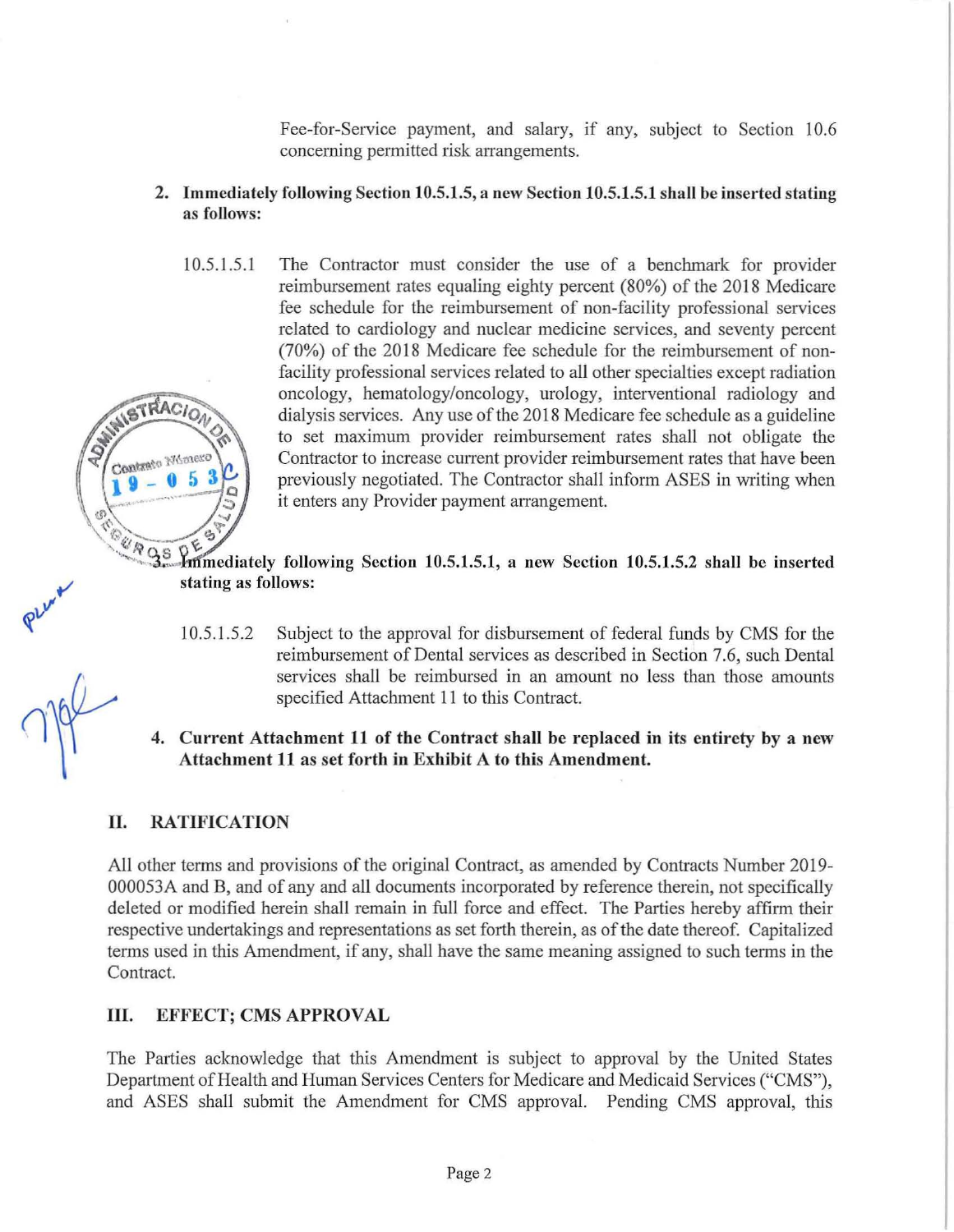Fee-for-Service payment, and salary, if any, subject to Section 10.6 concerning permitted risk arrangements.

2. **Immediately following Section 10.5.1.5, a new Section 10.5.1.5.1 shall be inserted stating as follows:**

10.5.1.5.1 The Contractor must consider the use of a benchmark for provider reimbursement rates equaling eighty percent (80%) of the 2018 Medicare fee schedule for the reimbursement of non-facility professional services related to cardiology and nuclear medicine services, and seventy percent (70%) of the 2018 Medicare fee schedule for the reimbursement of non-facility professional services related to all other specialties except radiation oncology, hematology/oncology, urology, interventional radiology and dialysis services. Any use of the 2018 Medicare fee schedule as a guideline to set maximum provider reimbursement rates shall not obligate the Contractor to increase current provider reimbursement rates that have been previously negotiated. The Contractor shall inform ASES in writing when it enters any Provider payment arrangement.

3. **Immediately following Section 10.5.1.5.1, a new Section 10.5.1.5.2 shall be inserted stating as follows:**

10.5.1.5.2 Subject to the approval for disbursement of federal funds by CMS for the reimbursement of Dental services as described in Section 7.6, such Dental services shall be reimbursed in an amount no less than those amounts specified Attachment 11 to this Contract.

4. **Current Attachment 11 of the Contract shall be replaced in its entirety by a new Attachment 11 as set forth in Exhibit A to this Amendment.**

## II. RATIFICATION

All other terms and provisions of the original Contract, as amended by Contracts Number 2019-000053A and B, and of any and all documents incorporated by reference therein, not specifically deleted or modified herein shall remain in full force and effect. The Parties hereby affirm their respective undertakings and representations as set forth therein, as of the date thereof. Capitalized terms used in this Amendment, if any, shall have the same meaning assigned to such terms in the Contract.

## III. EFFECT; CMS APPROVAL

The Parties acknowledge that this Amendment is subject to approval by the United States Department of Health and Human Services Centers for Medicare and Medicaid Services ("CMS"), and ASES shall submit the Amendment for CMS approval. Pending CMS approval, this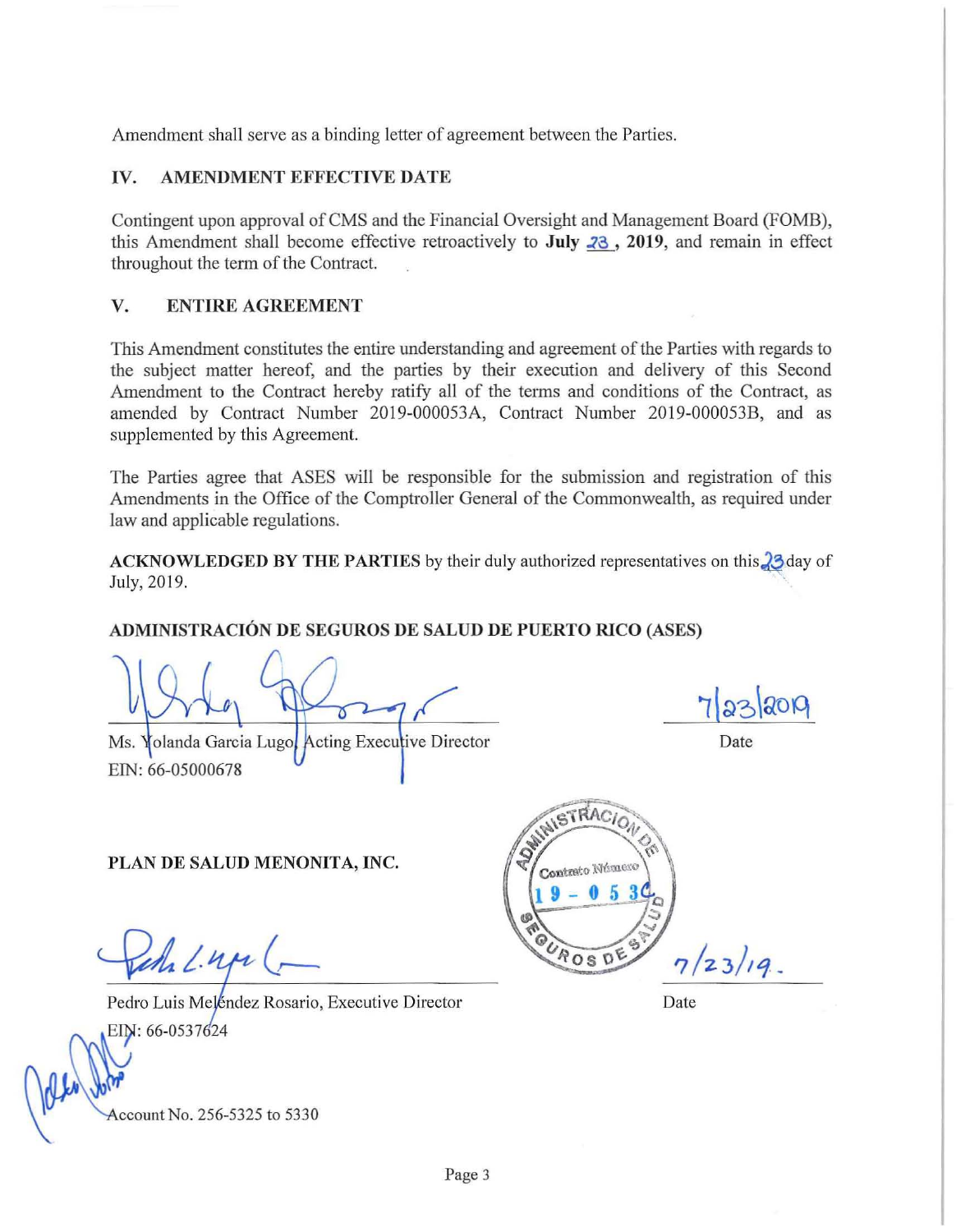Amendment shall serve as a binding letter of agreement between the Parties.

## IV. AMENDMENT EFFECTIVE DATE

Contingent upon approval of CMS and the Financial Oversight and Management Board (FOMB), this Amendment shall become effective retroactively to **July 23, 2019**, and remain in effect throughout the term of the Contract.

## V. ENTIRE AGREEMENT

This Amendment constitutes the entire understanding and agreement of the Parties with regards to the subject matter hereof, and the parties by their execution and delivery of this Second Amendment to the Contract hereby ratify all of the terms and conditions of the Contract, as amended by Contract Number 2019-000053A, Contract Number 2019-000053B, and as supplemented by this Agreement.

The Parties agree that ASES will be responsible for the submission and registration of this Amendments in the Office of the Comptroller General of the Commonwealth, as required under law and applicable regulations.

**ACKNOWLEDGED BY THE PARTIES** by their duly authorized representatives on this 23 day of July, 2019.

**ADMINISTRACIÓN DE SEGUROS DE SALUD DE PUERTO RICO (ASES)**

Ms. Yolanda Garcia Lugo, Acting Executive Director
EIN: 66-05000678

7/23/2019
Date

**PLAN DE SALUD MENONITA, INC.**

Administración de Seguros de Salud — Contrato Número 19-053C

Pedro Luis Meléndez Rosario, Executive Director
EIN: 66-0537624

7/23/19.
Date

Account No. 256-5325 to 5330